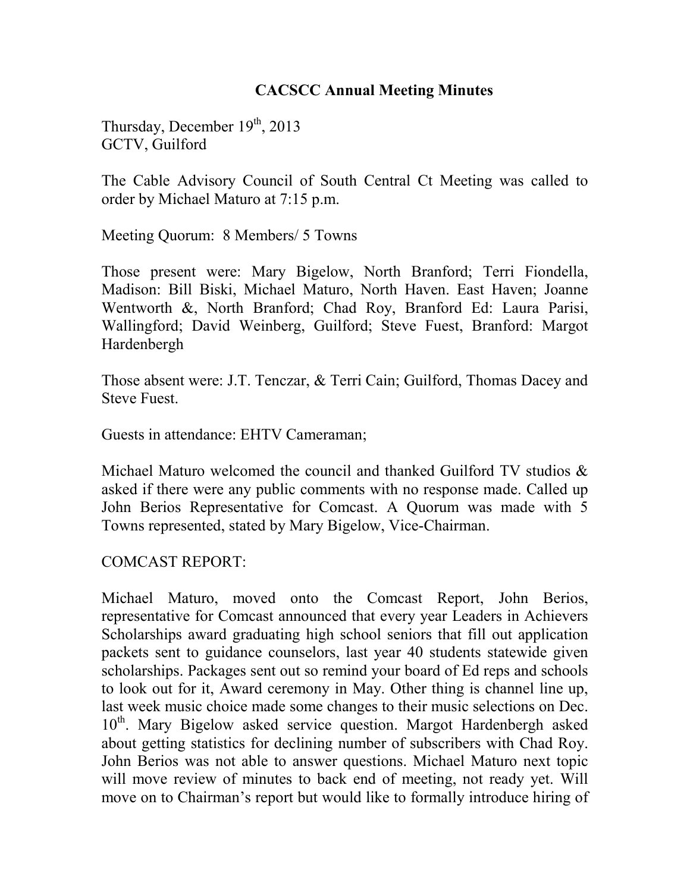# CACSCC Annual Meeting Minutes

Thursday, December 19th, 2013
GCTV, Guilford

The Cable Advisory Council of South Central Ct Meeting was called to order by Michael Maturo at 7:15 p.m.

Meeting Quorum: 8 Members/ 5 Towns

Those present were: Mary Bigelow, North Branford; Terri Fiondella, Madison: Bill Biski, Michael Maturo, North Haven. East Haven; Joanne Wentworth &, North Branford; Chad Roy, Branford Ed: Laura Parisi, Wallingford; David Weinberg, Guilford; Steve Fuest, Branford: Margot Hardenbergh

Those absent were: J.T. Tenczar, & Terri Cain; Guilford, Thomas Dacey and Steve Fuest.

Guests in attendance: EHTV Cameraman;

Michael Maturo welcomed the council and thanked Guilford TV studios & asked if there were any public comments with no response made. Called up John Berios Representative for Comcast. A Quorum was made with 5 Towns represented, stated by Mary Bigelow, Vice-Chairman.

COMCAST REPORT:

Michael Maturo, moved onto the Comcast Report, John Berios, representative for Comcast announced that every year Leaders in Achievers Scholarships award graduating high school seniors that fill out application packets sent to guidance counselors, last year 40 students statewide given scholarships. Packages sent out so remind your board of Ed reps and schools to look out for it, Award ceremony in May. Other thing is channel line up, last week music choice made some changes to their music selections on Dec. 10th. Mary Bigelow asked service question. Margot Hardenbergh asked about getting statistics for declining number of subscribers with Chad Roy. John Berios was not able to answer questions. Michael Maturo next topic will move review of minutes to back end of meeting, not ready yet. Will move on to Chairman's report but would like to formally introduce hiring of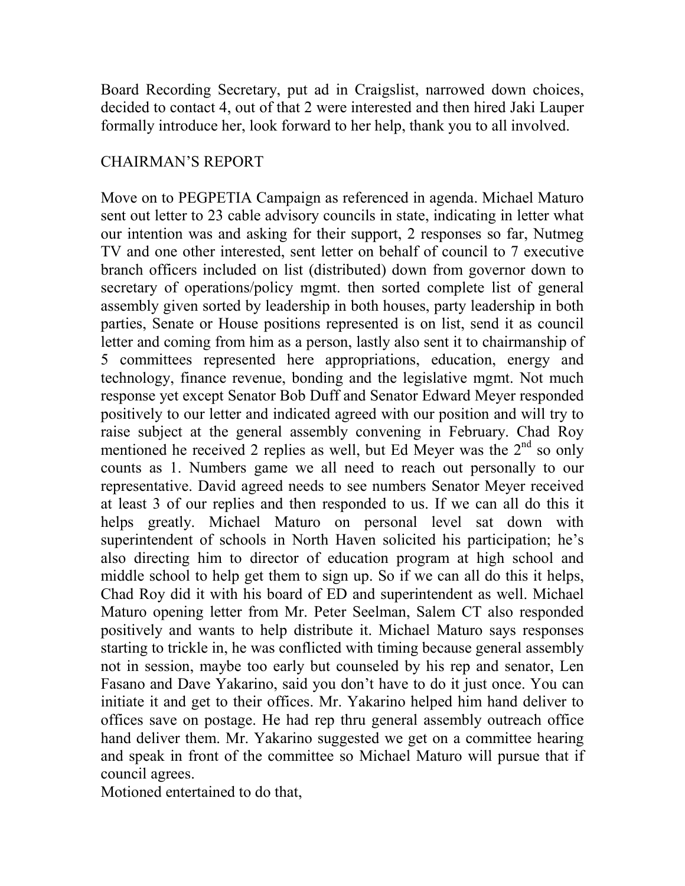Board Recording Secretary, put ad in Craigslist, narrowed down choices, decided to contact 4, out of that 2 were interested and then hired Jaki Lauper formally introduce her, look forward to her help, thank you to all involved.

## CHAIRMAN'S REPORT

Move on to PEGPETIA Campaign as referenced in agenda. Michael Maturo sent out letter to 23 cable advisory councils in state, indicating in letter what our intention was and asking for their support, 2 responses so far, Nutmeg TV and one other interested, sent letter on behalf of council to 7 executive branch officers included on list (distributed) down from governor down to secretary of operations/policy mgmt. then sorted complete list of general assembly given sorted by leadership in both houses, party leadership in both parties, Senate or House positions represented is on list, send it as council letter and coming from him as a person, lastly also sent it to chairmanship of 5 committees represented here appropriations, education, energy and technology, finance revenue, bonding and the legislative mgmt. Not much response yet except Senator Bob Duff and Senator Edward Meyer responded positively to our letter and indicated agreed with our position and will try to raise subject at the general assembly convening in February. Chad Roy mentioned he received 2 replies as well, but Ed Meyer was the 2nd so only counts as 1. Numbers game we all need to reach out personally to our representative. David agreed needs to see numbers Senator Meyer received at least 3 of our replies and then responded to us. If we can all do this it helps greatly. Michael Maturo on personal level sat down with superintendent of schools in North Haven solicited his participation; he's also directing him to director of education program at high school and middle school to help get them to sign up. So if we can all do this it helps, Chad Roy did it with his board of ED and superintendent as well. Michael Maturo opening letter from Mr. Peter Seelman, Salem CT also responded positively and wants to help distribute it. Michael Maturo says responses starting to trickle in, he was conflicted with timing because general assembly not in session, maybe too early but counseled by his rep and senator, Len Fasano and Dave Yakarino, said you don't have to do it just once. You can initiate it and get to their offices. Mr. Yakarino helped him hand deliver to offices save on postage. He had rep thru general assembly outreach office hand deliver them. Mr. Yakarino suggested we get on a committee hearing and speak in front of the committee so Michael Maturo will pursue that if council agrees.

Motioned entertained to do that,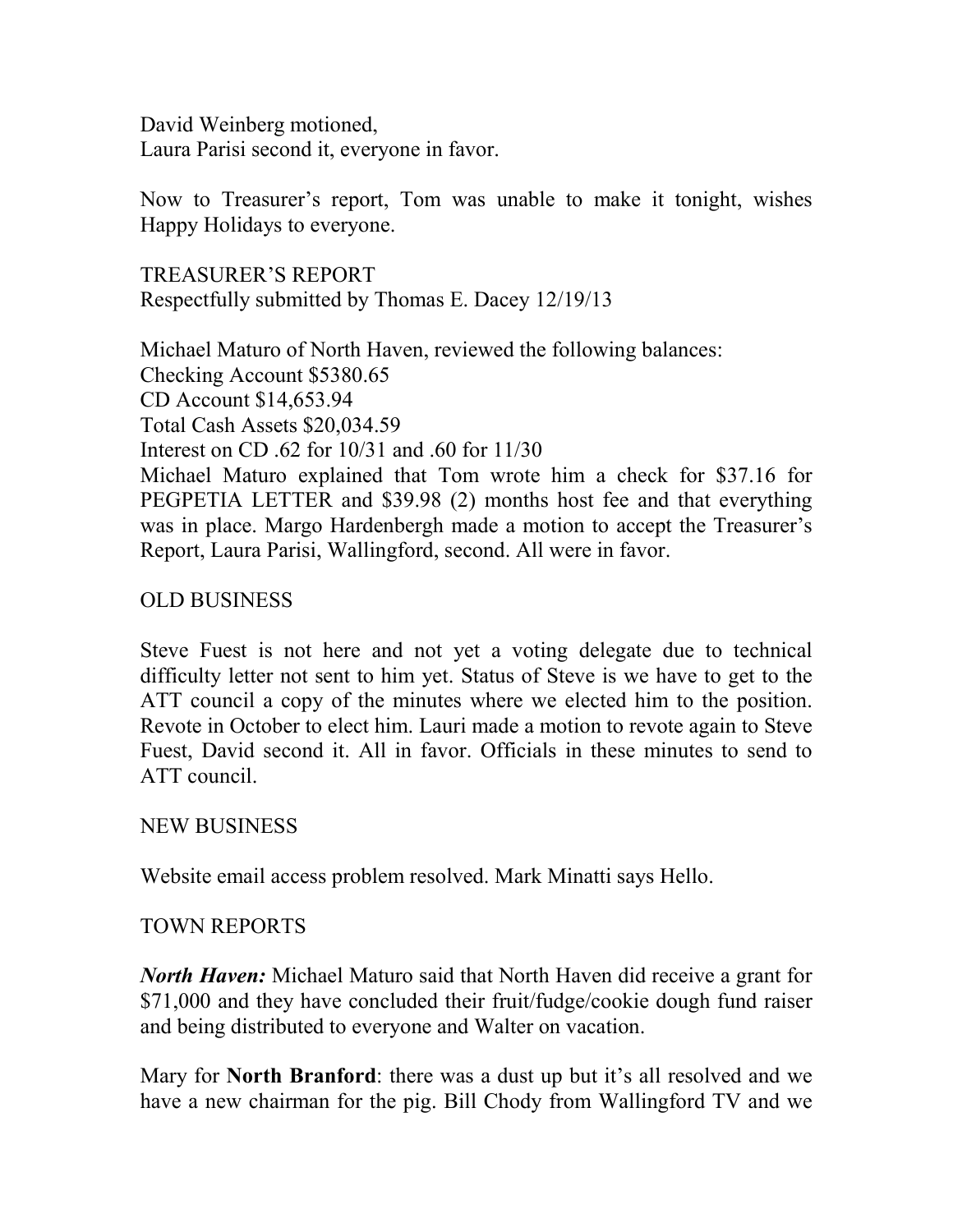David Weinberg motioned,
Laura Parisi second it, everyone in favor.

Now to Treasurer's report, Tom was unable to make it tonight, wishes Happy Holidays to everyone.

TREASURER'S REPORT
Respectfully submitted by Thomas E. Dacey 12/19/13

Michael Maturo of North Haven, reviewed the following balances:
Checking Account $5380.65
CD Account $14,653.94
Total Cash Assets $20,034.59
Interest on CD .62 for 10/31 and .60 for 11/30
Michael Maturo explained that Tom wrote him a check for $37.16 for PEGPETIA LETTER and $39.98 (2) months host fee and that everything was in place. Margo Hardenbergh made a motion to accept the Treasurer's Report, Laura Parisi, Wallingford, second. All were in favor.

OLD BUSINESS

Steve Fuest is not here and not yet a voting delegate due to technical difficulty letter not sent to him yet. Status of Steve is we have to get to the ATT council a copy of the minutes where we elected him to the position. Revote in October to elect him. Lauri made a motion to revote again to Steve Fuest, David second it. All in favor. Officials in these minutes to send to ATT council.

NEW BUSINESS

Website email access problem resolved. Mark Minatti says Hello.

TOWN REPORTS

***North Haven:*** Michael Maturo said that North Haven did receive a grant for $71,000 and they have concluded their fruit/fudge/cookie dough fund raiser and being distributed to everyone and Walter on vacation.

Mary for **North Branford**: there was a dust up but it's all resolved and we have a new chairman for the pig. Bill Chody from Wallingford TV and we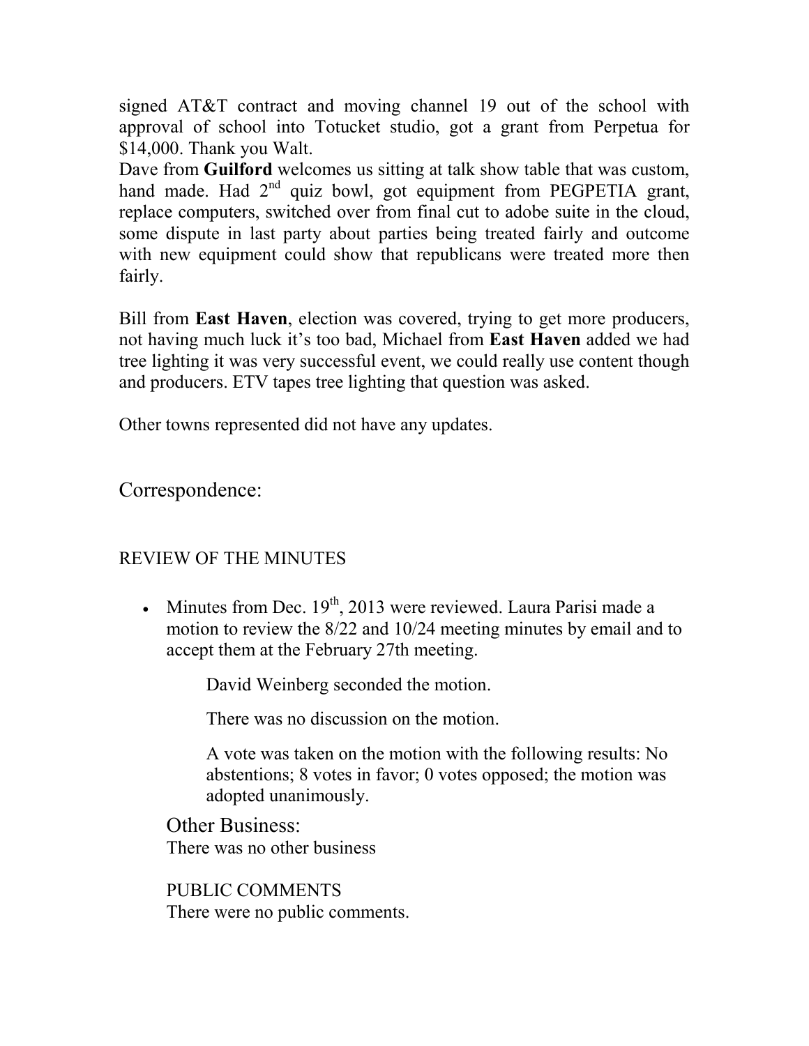signed AT&T contract and moving channel 19 out of the school with approval of school into Totucket studio, got a grant from Perpetua for $14,000. Thank you Walt.

Dave from **Guilford** welcomes us sitting at talk show table that was custom, hand made. Had 2nd quiz bowl, got equipment from PEGPETIA grant, replace computers, switched over from final cut to adobe suite in the cloud, some dispute in last party about parties being treated fairly and outcome with new equipment could show that republicans were treated more then fairly.

Bill from **East Haven**, election was covered, trying to get more producers, not having much luck it's too bad, Michael from **East Haven** added we had tree lighting it was very successful event, we could really use content though and producers. ETV tapes tree lighting that question was asked.

Other towns represented did not have any updates.

## Correspondence:

### REVIEW OF THE MINUTES

- Minutes from Dec. 19th, 2013 were reviewed. Laura Parisi made a motion to review the 8/22 and 10/24 meeting minutes by email and to accept them at the February 27th meeting.

  David Weinberg seconded the motion.

  There was no discussion on the motion.

  A vote was taken on the motion with the following results: No abstentions; 8 votes in favor; 0 votes opposed; the motion was adopted unanimously.

## Other Business:

There was no other business

### PUBLIC COMMENTS

There were no public comments.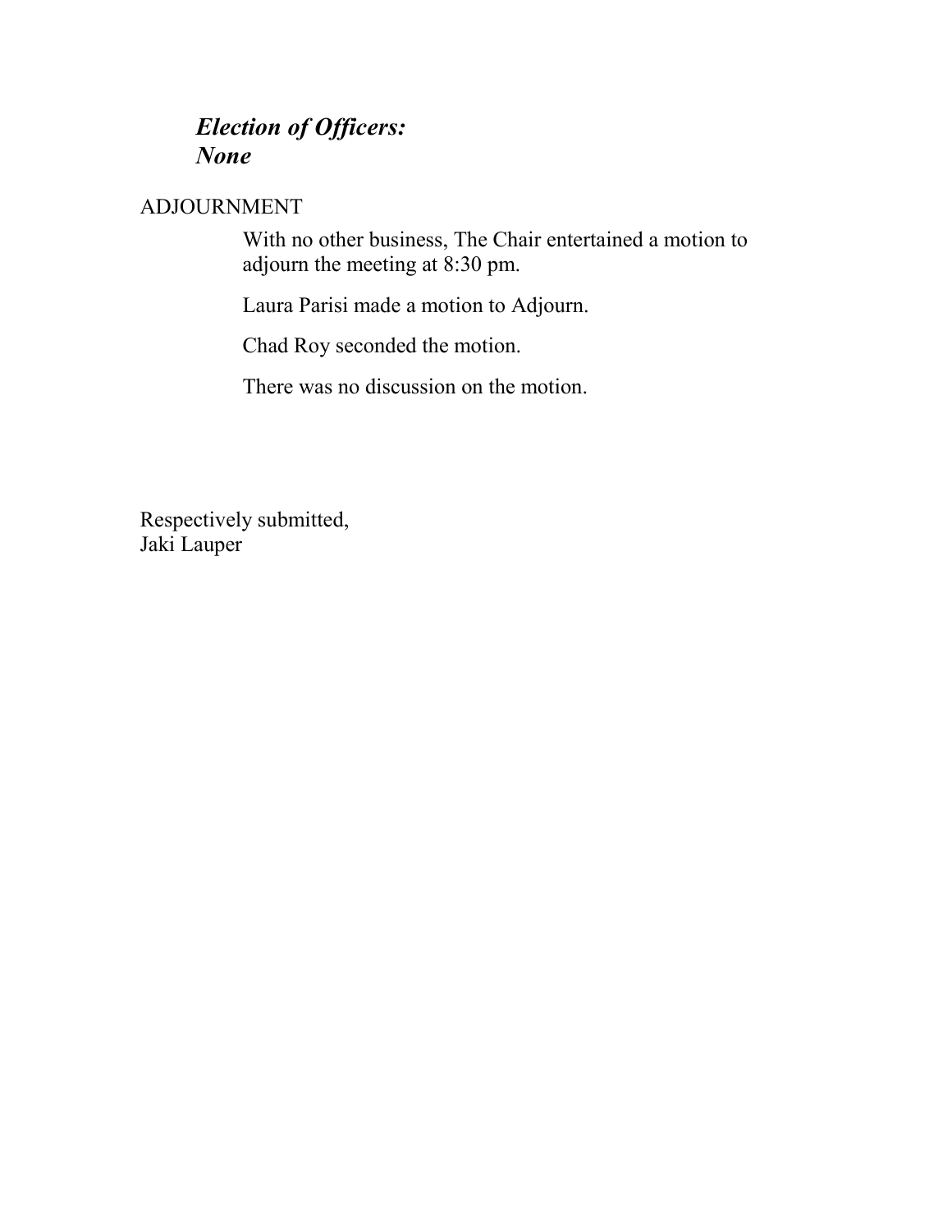***Election of Officers:***
***None***

ADJOURNMENT

With no other business, The Chair entertained a motion to adjourn the meeting at 8:30 pm.

Laura Parisi made a motion to Adjourn.

Chad Roy seconded the motion.

There was no discussion on the motion.

Respectively submitted,
Jaki Lauper